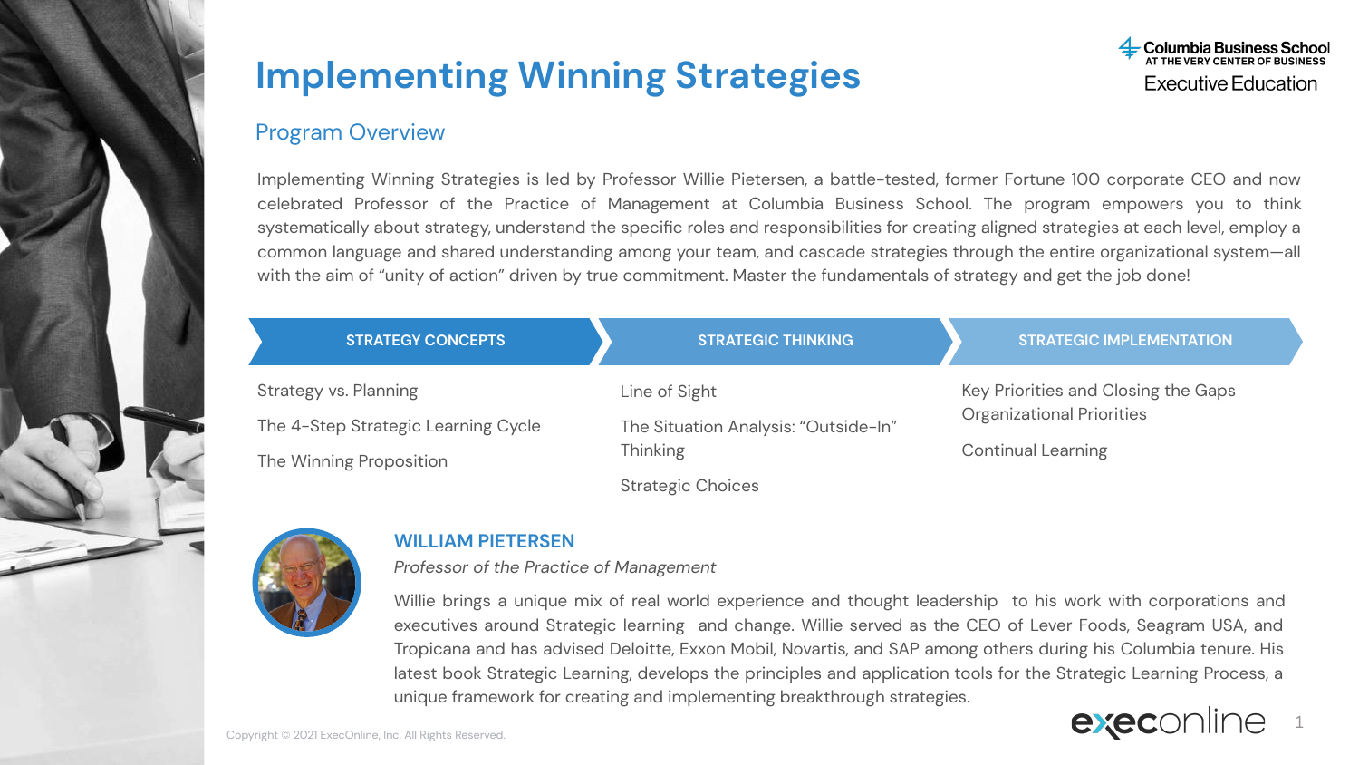# Implementing Winning Strategies

Columbia Business School
AT THE VERY CENTER OF BUSINESS
Executive Education

## Program Overview

Implementing Winning Strategies is led by Professor Willie Pietersen, a battle-tested, former Fortune 100 corporate CEO and now celebrated Professor of the Practice of Management at Columbia Business School. The program empowers you to think systematically about strategy, understand the specific roles and responsibilities for creating aligned strategies at each level, employ a common language and shared understanding among your team, and cascade strategies through the entire organizational system—all with the aim of "unity of action" driven by true commitment. Master the fundamentals of strategy and get the job done!

| STRATEGY CONCEPTS | STRATEGIC THINKING | STRATEGIC IMPLEMENTATION |
| --- | --- | --- |
| Strategy vs. Planning | Line of Sight | Key Priorities and Closing the Gaps |
| The 4-Step Strategic Learning Cycle | The Situation Analysis: "Outside-In" Thinking | Organizational Priorities |
| The Winning Proposition | Strategic Choices | Continual Learning |

### WILLIAM PIETERSEN

*Professor of the Practice of Management*

Willie brings a unique mix of real world experience and thought leadership to his work with corporations and executives around Strategic learning and change. Willie served as the CEO of Lever Foods, Seagram USA, and Tropicana and has advised Deloitte, Exxon Mobil, Novartis, and SAP among others during his Columbia tenure. His latest book Strategic Learning, develops the principles and application tools for the Strategic Learning Process, a unique framework for creating and implementing breakthrough strategies.

Copyright © 2021 ExecOnline, Inc. All Rights Reserved.

execonline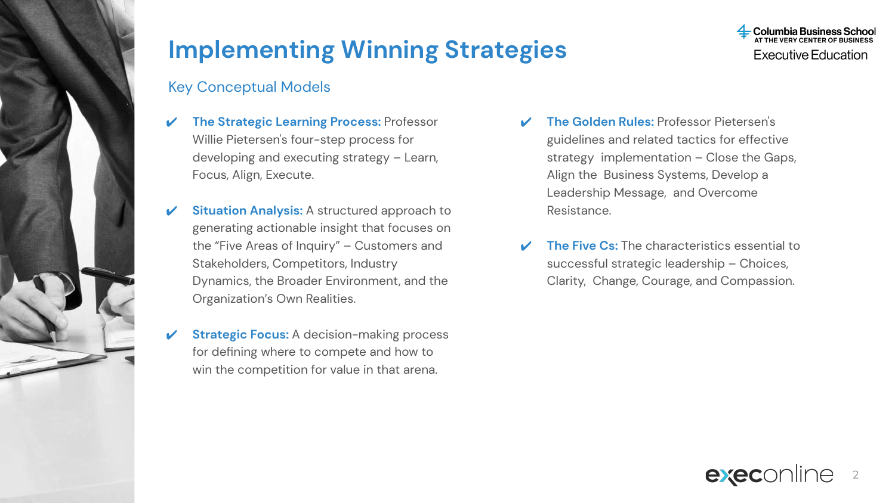# Implementing Winning Strategies

## Key Conceptual Models

- **The Strategic Learning Process:** Professor Willie Pietersen's four-step process for developing and executing strategy – Learn, Focus, Align, Execute.
- **Situation Analysis:** A structured approach to generating actionable insight that focuses on the "Five Areas of Inquiry" – Customers and Stakeholders, Competitors, Industry Dynamics, the Broader Environment, and the Organization's Own Realities.
- **Strategic Focus:** A decision-making process for defining where to compete and how to win the competition for value in that arena.
- **The Golden Rules:** Professor Pietersen's guidelines and related tactics for effective strategy implementation – Close the Gaps, Align the Business Systems, Develop a Leadership Message, and Overcome Resistance.
- **The Five Cs:** The characteristics essential to successful strategic leadership – Choices, Clarity, Change, Courage, and Compassion.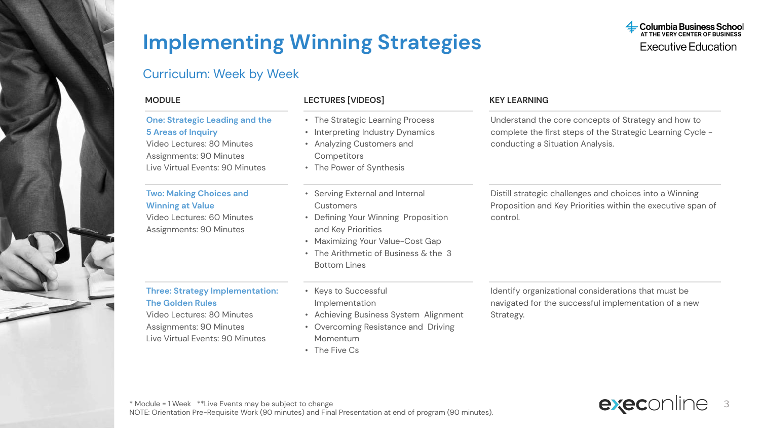# Implementing Winning Strategies

## Curriculum: Week by Week

| MODULE | LECTURES [VIDEOS] | KEY LEARNING |
|---|---|---|
| **One: Strategic Leading and the 5 Areas of Inquiry**<br>Video Lectures: 80 Minutes<br>Assignments: 90 Minutes<br>Live Virtual Events: 90 Minutes | • The Strategic Learning Process<br>• Interpreting Industry Dynamics<br>• Analyzing Customers and Competitors<br>• The Power of Synthesis | Understand the core concepts of Strategy and how to complete the first steps of the Strategic Learning Cycle - conducting a Situation Analysis. |
| **Two: Making Choices and Winning at Value**<br>Video Lectures: 60 Minutes<br>Assignments: 90 Minutes | • Serving External and Internal Customers<br>• Defining Your Winning Proposition and Key Priorities<br>• Maximizing Your Value-Cost Gap<br>• The Arithmetic of Business & the 3 Bottom Lines | Distill strategic challenges and choices into a Winning Proposition and Key Priorities within the executive span of control. |
| **Three: Strategy Implementation: The Golden Rules**<br>Video Lectures: 80 Minutes<br>Assignments: 90 Minutes<br>Live Virtual Events: 90 Minutes | • Keys to Successful Implementation<br>• Achieving Business Alignment<br>• Overcoming Resistance and Driving Momentum<br>• The Five Cs | Identify organizational considerations that must be navigated for the successful implementation of a new Strategy. |

\* Module = 1 Week **Live Events may be subject to change
NOTE: Orientation Pre-Requisite Work (90 minutes) and Final Presentation at end of program (90 minutes).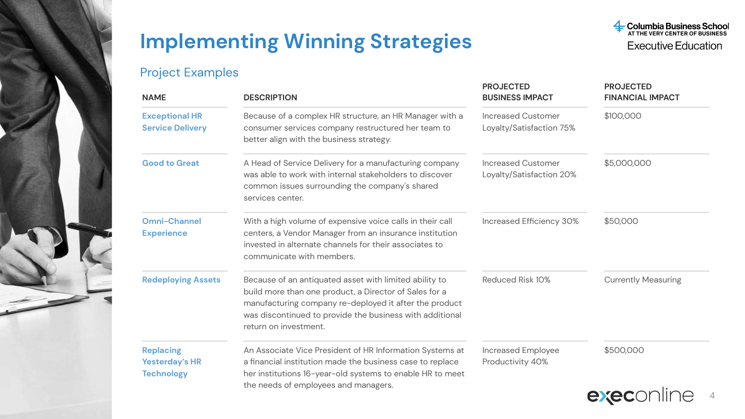# Implementing Winning Strategies

## Project Examples

| NAME | DESCRIPTION | PROJECTED BUSINESS IMPACT | PROJECTED FINANCIAL IMPACT |
|---|---|---|---|
| Exceptional HR Service Delivery | Because of a complex HR structure, an HR Manager with a consumer services company restructured her team to better align with the business strategy. | Increased Customer Loyalty/Satisfaction 75% | $100,000 |
| Good to Great | A Head of Service Delivery for a manufacturing company was able to work with internal stakeholders to discover common issues surrounding the company's shared services center. | Increased Customer Loyalty/Satisfaction 20% | $5,000,000 |
| Omni-Channel Experience | With a high volume of expensive voice calls in their call centers, a Vendor Manager from an insurance institution invested in alternate channels for their associates to communicate with members. | Increased Efficiency 30% | $50,000 |
| Redeploying Assets | Because of an antiquated asset with limited ability to build more than one product, a Director of Sales for a manufacturing company re-deployed it after the product was discontinued to provide the business with additional return on investment. | Reduced Risk 10% | Currently Measuring |
| Replacing Yesterday's HR Technology | An Associate Vice President of HR Information Systems at a financial institution made the business case to replace her institutions 16-year-old systems to enable HR to meet the needs of employees and managers. | Increased Employee Productivity 40% | $500,000 |